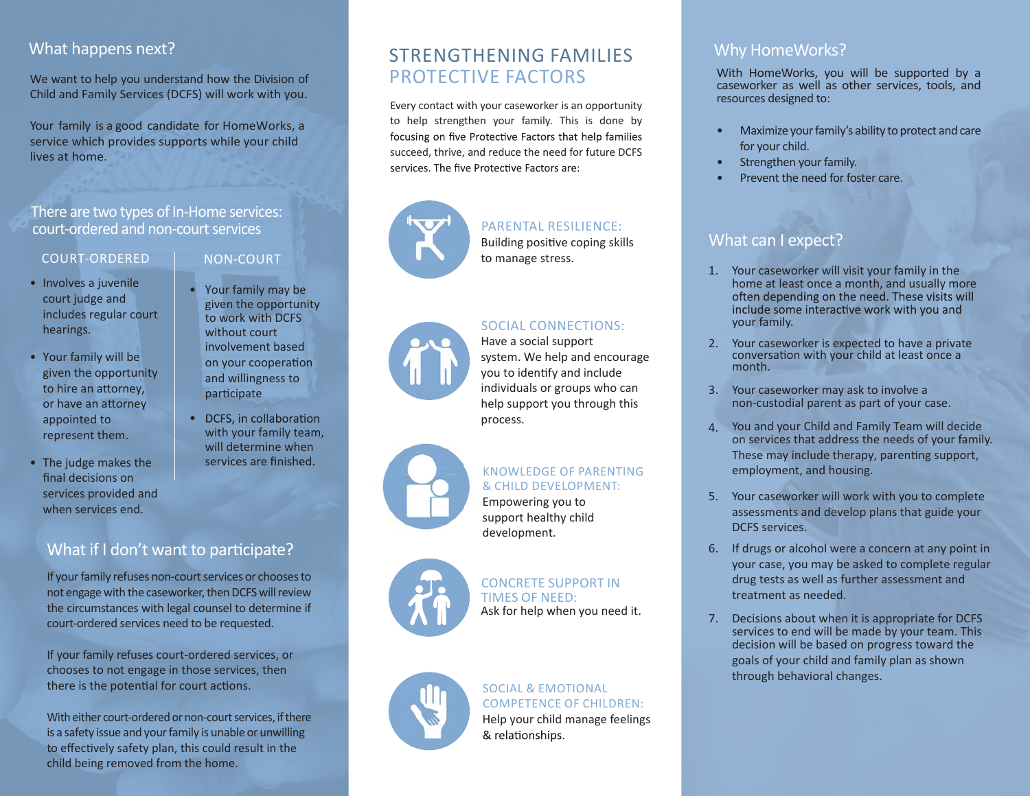## What happens next?

We want to help you understand how the Division of Child and Family Services (DCFS) will work with you.

Your family is a good candidate for HomeWorks, a service which provides supports while your child lives at home.

## There are two types of In-Home services: court-ordered and non-court services

### COURT-ORDERED

- Involves a juvenile court judge and includes regular court hearings.
- Your family will be given the opportunity to hire an attorney, or have an attorney appointed to represent them.
- The judge makes the final decisions on services provided and when services end.

### NON-COURT

- Your family may be given the opportunity to work with DCFS without court involvement based on your cooperation and willingness to participate
- DCFS, in collaboration with your family team, will determine when services are finished.

## What if I don't want to participate?

If your family refuses non-court services or chooses to not engage with the caseworker, then DCFS will review the circumstances with legal counsel to determine if court-ordered services need to be requested.

If your family refuses court-ordered services, or chooses to not engage in those services, then there is the potential for court actions.

With either court-ordered or non-court services, if there is a safety issue and your family is unable or unwilling to effectively safety plan, this could result in the child being removed from the home.

## STRENGTHENING FAMILIES PROTECTIVE FACTORS

Every contact with your caseworker is an opportunity to help strengthen your family. This is done by focusing on five Protective Factors that help families succeed, thrive, and reduce the need for future DCFS services. The five Protective Factors are:

**PARENTAL RESILIENCE:**
Building positive coping skills to manage stress.

**SOCIAL CONNECTIONS:**
Have a social support system. We help and encourage you to identify and include individuals or groups who can help support you through this process.

**KNOWLEDGE OF PARENTING & CHILD DEVELOPMENT:**
Empowering you to support healthy child development.

**CONCRETE SUPPORT IN TIMES OF NEED:**
Ask for help when you need it.

**SOCIAL & EMOTIONAL COMPETENCE OF CHILDREN:**
Help your child manage feelings & relationships.

## Why HomeWorks?

With HomeWorks, you will be supported by a caseworker as well as other services, tools, and resources designed to:

- Maximize your family's ability to protect and care for your child.
- Strengthen your family.
- Prevent the need for foster care.

## What can I expect?

1. Your caseworker will visit your family in the home at least once a month, and usually more often depending on the need. These visits will include some interactive work with you and your family.
2. Your caseworker is expected to have a private conversation with your child at least once a month.
3. Your caseworker may ask to involve a non-custodial parent as part of your case.
4. You and your Child and Family Team will decide on services that address the needs of your family. These may include therapy, parenting support, employment, and housing.
5. Your caseworker will work with you to complete assessments and develop plans that guide your DCFS services.
6. If drugs or alcohol were a concern at any point in your case, you may be asked to complete regular drug tests as well as further assessment and treatment as needed.
7. Decisions about when it is appropriate for DCFS services to end will be made by your team. This decision will be based on progress toward the goals of your child and family plan as shown through behavioral changes.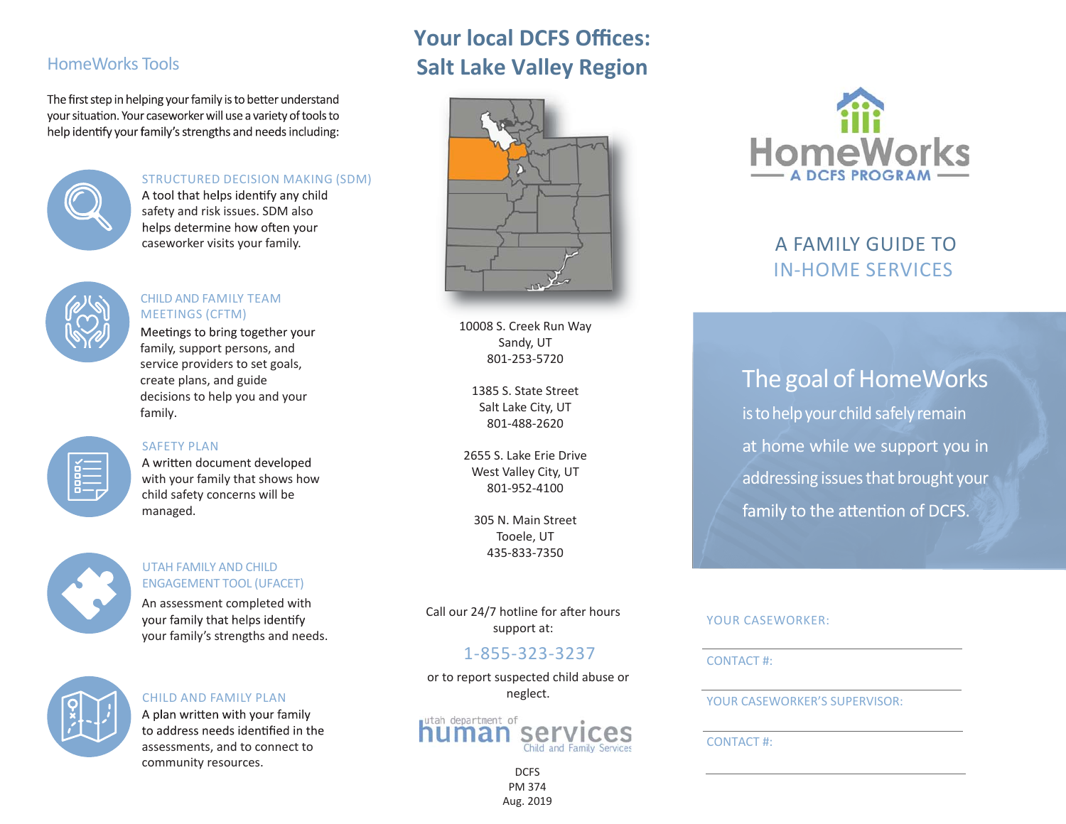## HomeWorks Tools

The first step in helping your family is to better understand your situation. Your caseworker will use a variety of tools to help identify your family's strengths and needs including:

### STRUCTURED DECISION MAKING (SDM)

A tool that helps identify any child safety and risk issues. SDM also helps determine how often your caseworker visits your family.

### CHILD AND FAMILY TEAM MEETINGS (CFTM)

Meetings to bring together your family, support persons, and service providers to set goals, create plans, and guide decisions to help you and your family.

### SAFETY PLAN

A written document developed with your family that shows how child safety concerns will be managed.

### UTAH FAMILY AND CHILD ENGAGEMENT TOOL (UFACET)

An assessment completed with your family that helps identify your family's strengths and needs.

### CHILD AND FAMILY PLAN

A plan written with your family to address needs identified in the assessments, and to connect to community resources.

## Your local DCFS Offices: Salt Lake Valley Region

10008 S. Creek Run Way
Sandy, UT
801-253-5720

1385 S. State Street
Salt Lake City, UT
801-488-2620

2655 S. Lake Erie Drive
West Valley City, UT
801-952-4100

305 N. Main Street
Tooele, UT
435-833-7350

Call our 24/7 hotline for after hours support at:

**1-855-323-3237**

or to report suspected child abuse or neglect.

utah department of human services
Child and Family Services

DCFS
PM 374
Aug. 2019

# HomeWorks
A DCFS PROGRAM

## A FAMILY GUIDE TO IN-HOME SERVICES

The goal of HomeWorks is to help your child safely remain at home while we support you in addressing issues that brought your family to the attention of DCFS.

YOUR CASEWORKER: ____________________

CONTACT #: ____________________

YOUR CASEWORKER'S SUPERVISOR: ____________________

CONTACT #: ____________________